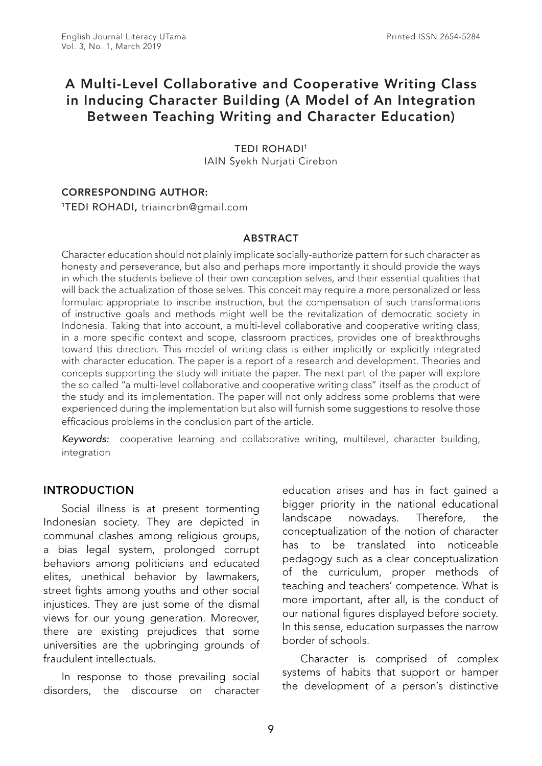# A Multi-Level Collaborative and Cooperative Writing Class in Inducing Character Building (A Model of An Integration Between Teaching Writing and Character Education)

TEDI ROHADI[1]
IAIN Syekh Nurjati Cirebon

**CORRESPONDING AUTHOR:**
[1]TEDI ROHADI, triaincrbn@gmail.com

## ABSTRACT

Character education should not plainly implicate socially-authorize pattern for such character as honesty and perseverance, but also and perhaps more importantly it should provide the ways in which the students believe of their own conception selves, and their essential qualities that will back the actualization of those selves. This conceit may require a more personalized or less formulaic appropriate to inscribe instruction, but the compensation of such transformations of instructive goals and methods might well be the revitalization of democratic society in Indonesia. Taking that into account, a multi-level collaborative and cooperative writing class, in a more specific context and scope, classroom practices, provides one of breakthroughs toward this direction. This model of writing class is either implicitly or explicitly integrated with character education. The paper is a report of a research and development. Theories and concepts supporting the study will initiate the paper. The next part of the paper will explore the so called "a multi-level collaborative and cooperative writing class" itself as the product of the study and its implementation. The paper will not only address some problems that were experienced during the implementation but also will furnish some suggestions to resolve those efficacious problems in the conclusion part of the article.

*Keywords:* cooperative learning and collaborative writing, multilevel, character building, integration

## INTRODUCTION

Social illness is at present tormenting Indonesian society. They are depicted in communal clashes among religious groups, a bias legal system, prolonged corrupt behaviors among politicians and educated elites, unethical behavior by lawmakers, street fights among youths and other social injustices. They are just some of the dismal views for our young generation. Moreover, there are existing prejudices that some universities are the upbringing grounds of fraudulent intellectuals.

In response to those prevailing social disorders, the discourse on character education arises and has in fact gained a bigger priority in the national educational landscape nowadays. Therefore, the conceptualization of the notion of character has to be translated into noticeable pedagogy such as a clear conceptualization of the curriculum, proper methods of teaching and teachers' competence. What is more important, after all, is the conduct of our national figures displayed before society. In this sense, education surpasses the narrow border of schools.

Character is comprised of complex systems of habits that support or hamper the development of a person's distinctive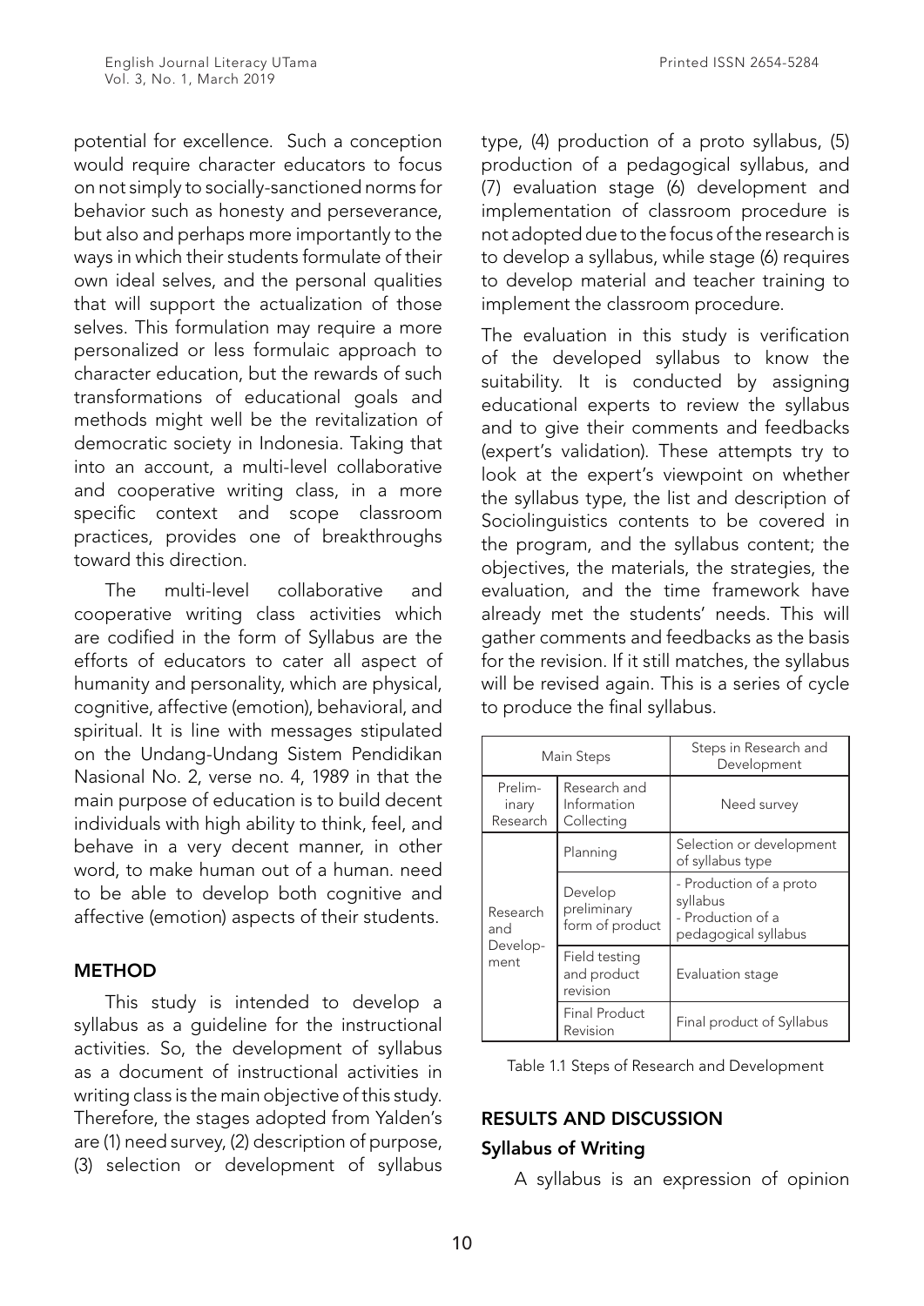potential for excellence. Such a conception would require character educators to focus on not simply to socially-sanctioned norms for behavior such as honesty and perseverance, but also and perhaps more importantly to the ways in which their students formulate of their own ideal selves, and the personal qualities that will support the actualization of those selves. This formulation may require a more personalized or less formulaic approach to character education, but the rewards of such transformations of educational goals and methods might well be the revitalization of democratic society in Indonesia. Taking that into an account, a multi-level collaborative and cooperative writing class, in a more specific context and scope classroom practices, provides one of breakthroughs toward this direction.

The multi-level collaborative and cooperative writing class activities which are codified in the form of Syllabus are the efforts of educators to cater all aspect of humanity and personality, which are physical, cognitive, affective (emotion), behavioral, and spiritual. It is line with messages stipulated on the Undang-Undang Sistem Pendidikan Nasional No. 2, verse no. 4, 1989 in that the main purpose of education is to build decent individuals with high ability to think, feel, and behave in a very decent manner, in other word, to make human out of a human. need to be able to develop both cognitive and affective (emotion) aspects of their students.

## METHOD

This study is intended to develop a syllabus as a guideline for the instructional activities. So, the development of syllabus as a document of instructional activities in writing class is the main objective of this study. Therefore, the stages adopted from Yalden's are (1) need survey, (2) description of purpose, (3) selection or development of syllabus type, (4) production of a proto syllabus, (5) production of a pedagogical syllabus, and (7) evaluation stage (6) development and implementation of classroom procedure is not adopted due to the focus of the research is to develop a syllabus, while stage (6) requires to develop material and teacher training to implement the classroom procedure.

The evaluation in this study is verification of the developed syllabus to know the suitability. It is conducted by assigning educational experts to review the syllabus and to give their comments and feedbacks (expert's validation). These attempts try to look at the expert's viewpoint on whether the syllabus type, the list and description of Sociolinguistics contents to be covered in the program, and the syllabus content; the objectives, the materials, the strategies, the evaluation, and the time framework have already met the students' needs. This will gather comments and feedbacks as the basis for the revision. If it still matches, the syllabus will be revised again. This is a series of cycle to produce the final syllabus.

| Main Steps | | Steps in Research and Development |
|---|---|---|
| Preliminary Research | Research and Information Collecting | Need survey |
| Research and Development | Planning | Selection or development of syllabus type |
| | Develop preliminary form of product | - Production of a proto syllabus<br>- Production of a pedagogical syllabus |
| | Field testing and product revision | Evaluation stage |
| | Final Product Revision | Final product of Syllabus |

Table 1.1 Steps of Research and Development

## RESULTS AND DISCUSSION

### Syllabus of Writing

A syllabus is an expression of opinion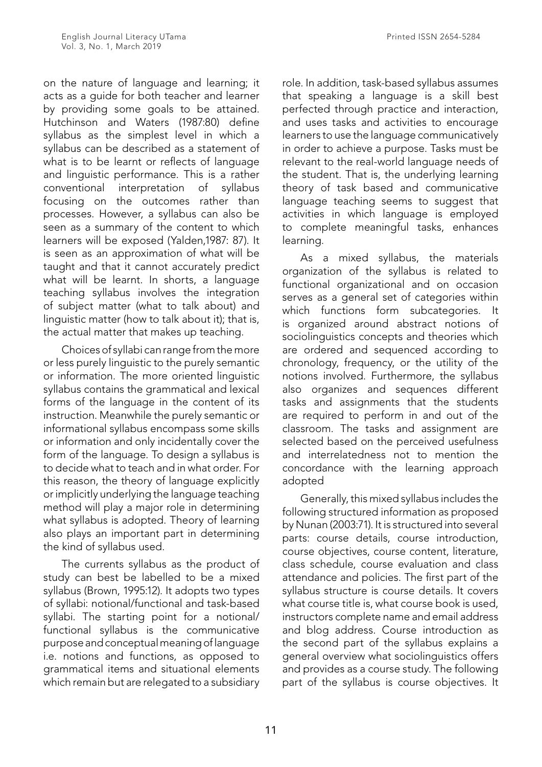on the nature of language and learning; it acts as a guide for both teacher and learner by providing some goals to be attained. Hutchinson and Waters (1987:80) define syllabus as the simplest level in which a syllabus can be described as a statement of what is to be learnt or reflects of language and linguistic performance. This is a rather conventional interpretation of syllabus focusing on the outcomes rather than processes. However, a syllabus can also be seen as a summary of the content to which learners will be exposed (Yalden,1987: 87). It is seen as an approximation of what will be taught and that it cannot accurately predict what will be learnt. In shorts, a language teaching syllabus involves the integration of subject matter (what to talk about) and linguistic matter (how to talk about it); that is, the actual matter that makes up teaching.

Choices of syllabi can range from the more or less purely linguistic to the purely semantic or information. The more oriented linguistic syllabus contains the grammatical and lexical forms of the language in the content of its instruction. Meanwhile the purely semantic or informational syllabus encompass some skills or information and only incidentally cover the form of the language. To design a syllabus is to decide what to teach and in what order. For this reason, the theory of language explicitly or implicitly underlying the language teaching method will play a major role in determining what syllabus is adopted. Theory of learning also plays an important part in determining the kind of syllabus used.

The currents syllabus as the product of study can best be labelled to be a mixed syllabus (Brown, 1995:12). It adopts two types of syllabi: notional/functional and task-based syllabi. The starting point for a notional/functional syllabus is the communicative purpose and conceptual meaning of language i.e. notions and functions, as opposed to grammatical items and situational elements which remain but are relegated to a subsidiary role. In addition, task-based syllabus assumes that speaking a language is a skill best perfected through practice and interaction, and uses tasks and activities to encourage learners to use the language communicatively in order to achieve a purpose. Tasks must be relevant to the real-world language needs of the student. That is, the underlying learning theory of task based and communicative language teaching seems to suggest that activities in which language is employed to complete meaningful tasks, enhances learning.

As a mixed syllabus, the materials organization of the syllabus is related to functional organizational and on occasion serves as a general set of categories within which functions form subcategories. It is organized around abstract notions of sociolinguistics concepts and theories which are ordered and sequenced according to chronology, frequency, or the utility of the notions involved. Furthermore, the syllabus also organizes and sequences different tasks and assignments that the students are required to perform in and out of the classroom. The tasks and assignment are selected based on the perceived usefulness and interrelatedness not to mention the concordance with the learning approach adopted

Generally, this mixed syllabus includes the following structured information as proposed by Nunan (2003:71). It is structured into several parts: course details, course introduction, course objectives, course content, literature, class schedule, course evaluation and class attendance and policies. The first part of the syllabus structure is course details. It covers what course title is, what course book is used, instructors complete name and email address and blog address. Course introduction as the second part of the syllabus explains a general overview what sociolinguistics offers and provides as a course study. The following part of the syllabus is course objectives. It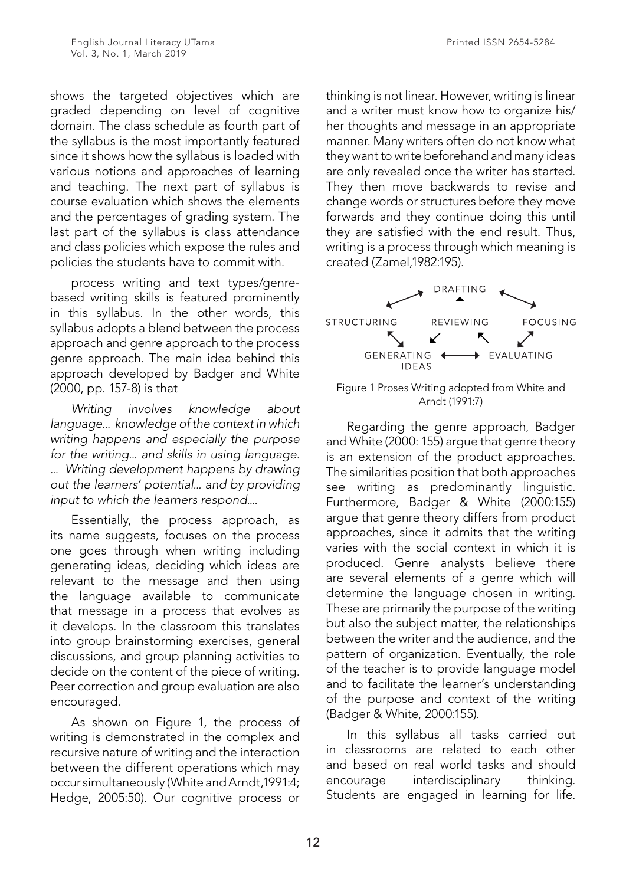shows the targeted objectives which are graded depending on level of cognitive domain. The class schedule as fourth part of the syllabus is the most importantly featured since it shows how the syllabus is loaded with various notions and approaches of learning and teaching. The next part of syllabus is course evaluation which shows the elements and the percentages of grading system. The last part of the syllabus is class attendance and class policies which expose the rules and policies the students have to commit with.

process writing and text types/genre-based writing skills is featured prominently in this syllabus. In the other words, this syllabus adopts a blend between the process approach and genre approach to the process genre approach. The main idea behind this approach developed by Badger and White (2000, pp. 157-8) is that

*Writing involves knowledge about language... knowledge of the context in which writing happens and especially the purpose for the writing... and skills in using language. ... Writing development happens by drawing out the learners' potential... and by providing input to which the learners respond....*

Essentially, the process approach, as its name suggests, focuses on the process one goes through when writing including generating ideas, deciding which ideas are relevant to the message and then using the language available to communicate that message in a process that evolves as it develops. In the classroom this translates into group brainstorming exercises, general discussions, and group planning activities to decide on the content of the piece of writing. Peer correction and group evaluation are also encouraged.

As shown on Figure 1, the process of writing is demonstrated in the complex and recursive nature of writing and the interaction between the different operations which may occur simultaneously (White and Arndt,1991:4; Hedge, 2005:50). Our cognitive process or thinking is not linear. However, writing is linear and a writer must know how to organize his/her thoughts and message in an appropriate manner. Many writers often do not know what they want to write beforehand and many ideas are only revealed once the writer has started. They then move backwards to revise and change words or structures before they move forwards and they continue doing this until they are satisfied with the end result. Thus, writing is a process through which meaning is created (Zamel,1982:195).

DRAFTING
STRUCTURING
REVIEWING
FOCUSING
GENERATING IDEAS
EVALUATING

Figure 1 Proses Writing adopted from White and Arndt (1991:7)

Regarding the genre approach, Badger and White (2000: 155) argue that genre theory is an extension of the product approaches. The similarities position that both approaches see writing as predominantly linguistic. Furthermore, Badger & White (2000:155) argue that genre theory differs from product approaches, since it admits that the writing varies with the social context in which it is produced. Genre analysts believe there are several elements of a genre which will determine the language chosen in writing. These are primarily the purpose of the writing but also the subject matter, the relationships between the writer and the audience, and the pattern of organization. Eventually, the role of the teacher is to provide language model and to facilitate the learner's understanding of the purpose and context of the writing (Badger & White, 2000:155).

In this syllabus all tasks carried out in classrooms are related to each other and based on real world tasks and should encourage interdisciplinary thinking. Students are engaged in learning for life.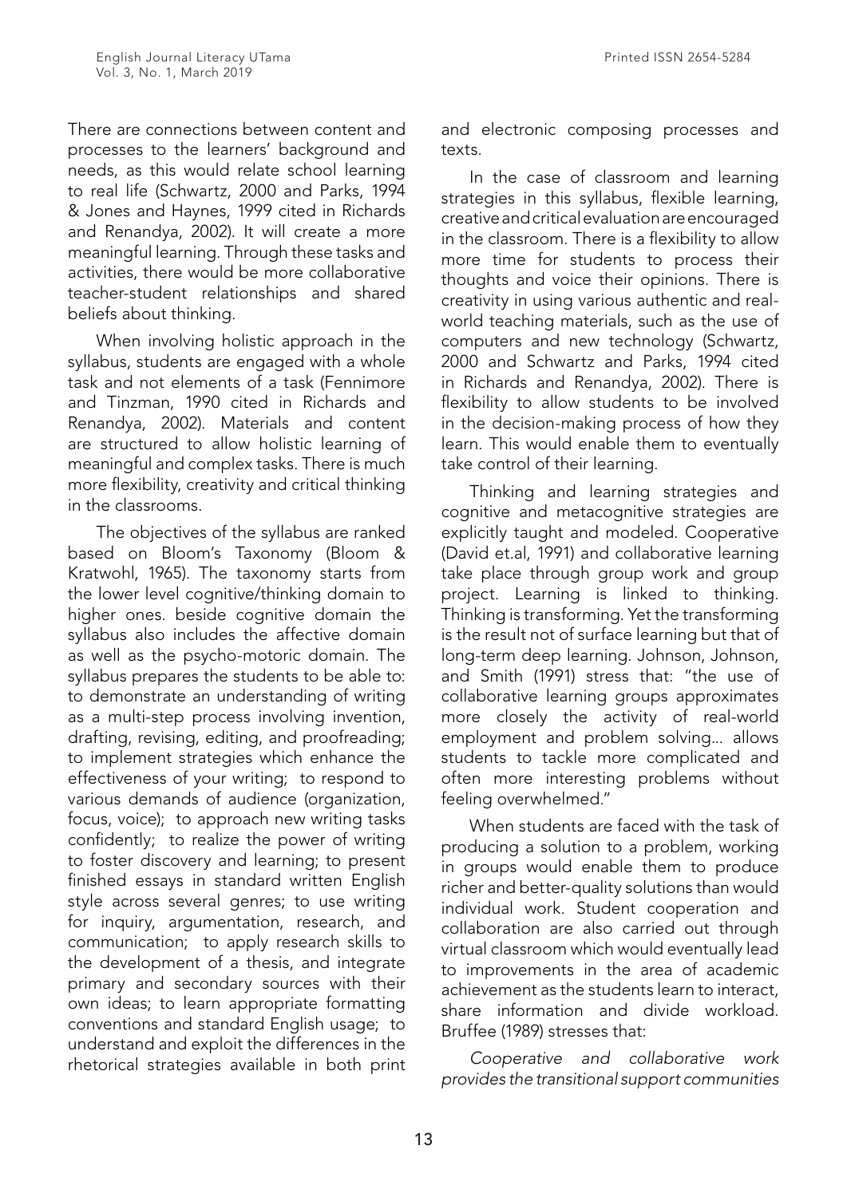There are connections between content and processes to the learners' background and needs, as this would relate school learning to real life (Schwartz, 2000 and Parks, 1994 & Jones and Haynes, 1999 cited in Richards and Renandya, 2002). It will create a more meaningful learning. Through these tasks and activities, there would be more collaborative teacher-student relationships and shared beliefs about thinking.

When involving holistic approach in the syllabus, students are engaged with a whole task and not elements of a task (Fennimore and Tinzman, 1990 cited in Richards and Renandya, 2002). Materials and content are structured to allow holistic learning of meaningful and complex tasks. There is much more flexibility, creativity and critical thinking in the classrooms.

The objectives of the syllabus are ranked based on Bloom's Taxonomy (Bloom & Kratwohl, 1965). The taxonomy starts from the lower level cognitive/thinking domain to higher ones. beside cognitive domain the syllabus also includes the affective domain as well as the psycho-motoric domain. The syllabus prepares the students to be able to: to demonstrate an understanding of writing as a multi-step process involving invention, drafting, revising, editing, and proofreading; to implement strategies which enhance the effectiveness of your writing; to respond to various demands of audience (organization, focus, voice); to approach new writing tasks confidently; to realize the power of writing to foster discovery and learning; to present finished essays in standard written English style across several genres; to use writing for inquiry, argumentation, research, and communication; to apply research skills to the development of a thesis, and integrate primary and secondary sources with their own ideas; to learn appropriate formatting conventions and standard English usage; to understand and exploit the differences in the rhetorical strategies available in both print and electronic composing processes and texts.

In the case of classroom and learning strategies in this syllabus, flexible learning, creative and critical evaluation are encouraged in the classroom. There is a flexibility to allow more time for students to process their thoughts and voice their opinions. There is creativity in using various authentic and real-world teaching materials, such as the use of computers and new technology (Schwartz, 2000 and Schwartz and Parks, 1994 cited in Richards and Renandya, 2002). There is flexibility to allow students to be involved in the decision-making process of how they learn. This would enable them to eventually take control of their learning.

Thinking and learning strategies and cognitive and metacognitive strategies are explicitly taught and modeled. Cooperative (David et.al, 1991) and collaborative learning take place through group work and group project. Learning is linked to thinking. Thinking is transforming. Yet the transforming is the result not of surface learning but that of long-term deep learning. Johnson, Johnson, and Smith (1991) stress that: "the use of collaborative learning groups approximates more closely the activity of real-world employment and problem solving... allows students to tackle more complicated and often more interesting problems without feeling overwhelmed."

When students are faced with the task of producing a solution to a problem, working in groups would enable them to produce richer and better-quality solutions than would individual work. Student cooperation and collaboration are also carried out through virtual classroom which would eventually lead to improvements in the area of academic achievement as the students learn to interact, share information and divide workload. Bruffee (1989) stresses that:

*Cooperative and collaborative work provides the transitional support communities*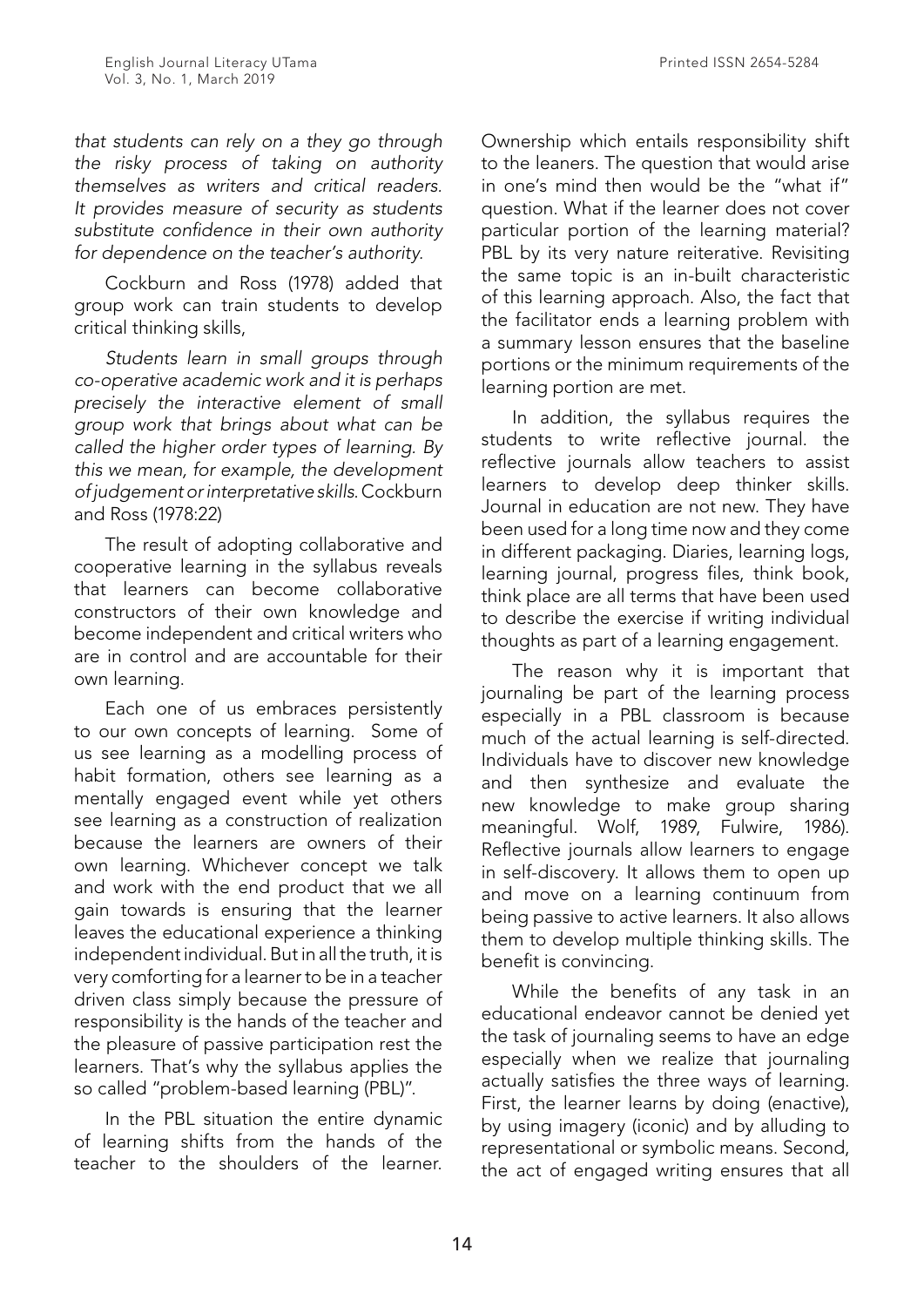*that students can rely on a they go through the risky process of taking on authority themselves as writers and critical readers. It provides measure of security as students substitute confidence in their own authority for dependence on the teacher's authority.*

Cockburn and Ross (1978) added that group work can train students to develop critical thinking skills,

*Students learn in small groups through co-operative academic work and it is perhaps precisely the interactive element of small group work that brings about what can be called the higher order types of learning. By this we mean, for example, the development of judgement or interpretative skills.* Cockburn and Ross (1978:22)

The result of adopting collaborative and cooperative learning in the syllabus reveals that learners can become collaborative constructors of their own knowledge and become independent and critical writers who are in control and are accountable for their own learning.

Each one of us embraces persistently to our own concepts of learning. Some of us see learning as a modelling process of habit formation, others see learning as a mentally engaged event while yet others see learning as a construction of realization because the learners are owners of their own learning. Whichever concept we talk and work with the end product that we all gain towards is ensuring that the learner leaves the educational experience a thinking independent individual. But in all the truth, it is very comforting for a learner to be in a teacher driven class simply because the pressure of responsibility is the hands of the teacher and the pleasure of passive participation rest the learners. That's why the syllabus applies the so called "problem-based learning (PBL)".

In the PBL situation the entire dynamic of learning shifts from the hands of the teacher to the shoulders of the learner. Ownership which entails responsibility shift to the leaners. The question that would arise in one's mind then would be the "what if" question. What if the learner does not cover particular portion of the learning material? PBL by its very nature reiterative. Revisiting the same topic is an in-built characteristic of this learning approach. Also, the fact that the facilitator ends a learning problem with a summary lesson ensures that the baseline portions or the minimum requirements of the learning portion are met.

In addition, the syllabus requires the students to write reflective journal. the reflective journals allow teachers to assist learners to develop deep thinker skills. Journal in education are not new. They have been used for a long time now and they come in different packaging. Diaries, learning logs, learning journal, progress files, think book, think place are all terms that have been used to describe the exercise if writing individual thoughts as part of a learning engagement.

The reason why it is important that journaling be part of the learning process especially in a PBL classroom is because much of the actual learning is self-directed. Individuals have to discover new knowledge and then synthesize and evaluate the new knowledge to make group sharing meaningful. Wolf, 1989, Fulwire, 1986). Reflective journals allow learners to engage in self-discovery. It allows them to open up and move on a learning continuum from being passive to active learners. It also allows them to develop multiple thinking skills. The benefit is convincing.

While the benefits of any task in an educational endeavor cannot be denied yet the task of journaling seems to have an edge especially when we realize that journaling actually satisfies the three ways of learning. First, the learner learns by doing (enactive), by using imagery (iconic) and by alluding to representational or symbolic means. Second, the act of engaged writing ensures that all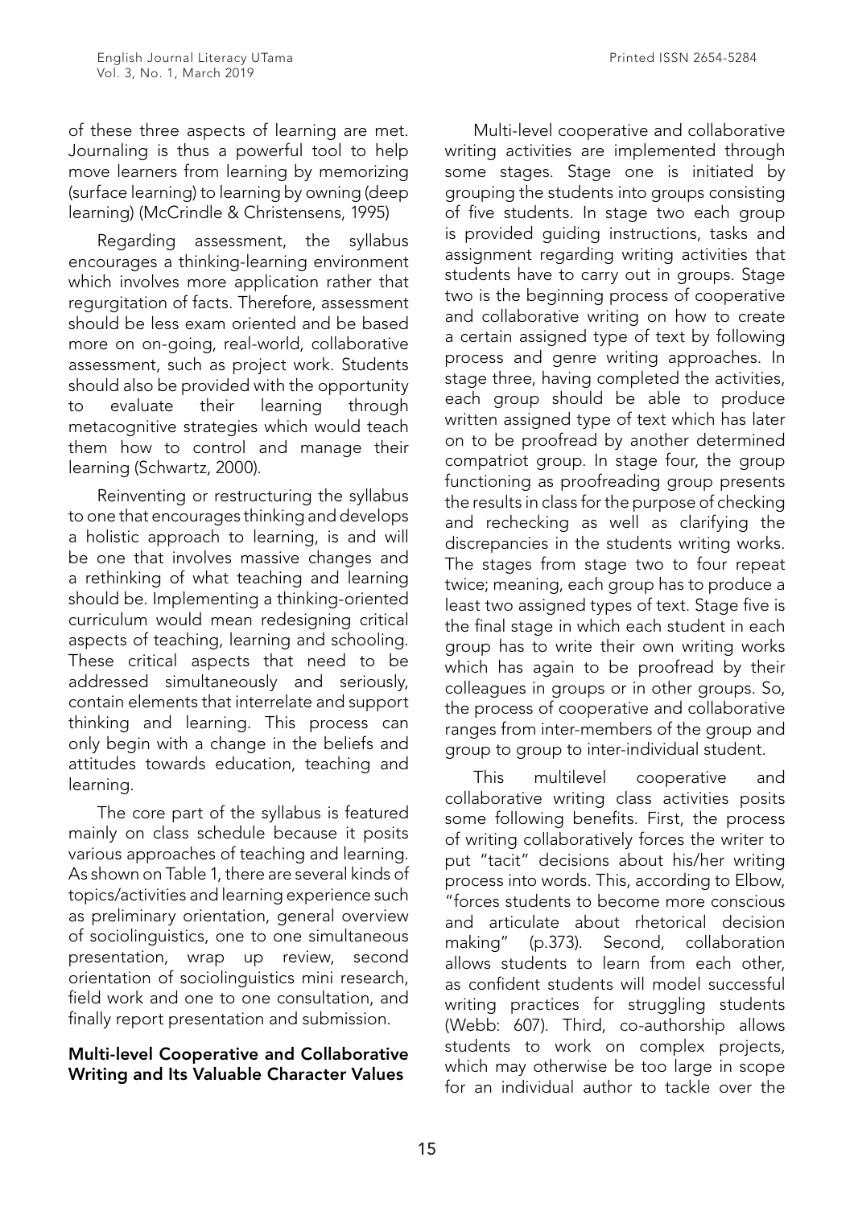of these three aspects of learning are met. Journaling is thus a powerful tool to help move learners from learning by memorizing (surface learning) to learning by owning (deep learning) (McCrindle & Christensens, 1995)

Regarding assessment, the syllabus encourages a thinking-learning environment which involves more application rather that regurgitation of facts. Therefore, assessment should be less exam oriented and be based more on on-going, real-world, collaborative assessment, such as project work. Students should also be provided with the opportunity to evaluate their learning through metacognitive strategies which would teach them how to control and manage their learning (Schwartz, 2000).

Reinventing or restructuring the syllabus to one that encourages thinking and develops a holistic approach to learning, is and will be one that involves massive changes and a rethinking of what teaching and learning should be. Implementing a thinking-oriented curriculum would mean redesigning critical aspects of teaching, learning and schooling. These critical aspects that need to be addressed simultaneously and seriously, contain elements that interrelate and support thinking and learning. This process can only begin with a change in the beliefs and attitudes towards education, teaching and learning.

The core part of the syllabus is featured mainly on class schedule because it posits various approaches of teaching and learning. As shown on Table 1, there are several kinds of topics/activities and learning experience such as preliminary orientation, general overview of sociolinguistics, one to one simultaneous presentation, wrap up review, second orientation of sociolinguistics mini research, field work and one to one consultation, and finally report presentation and submission.

### Multi-level Cooperative and Collaborative Writing and Its Valuable Character Values

Multi-level cooperative and collaborative writing activities are implemented through some stages. Stage one is initiated by grouping the students into groups consisting of five students. In stage two each group is provided guiding instructions, tasks and assignment regarding writing activities that students have to carry out in groups. Stage two is the beginning process of cooperative and collaborative writing on how to create a certain assigned type of text by following process and genre writing approaches. In stage three, having completed the activities, each group should be able to produce written assigned type of text which has later on to be proofread by another determined compatriot group. In stage four, the group functioning as proofreading group presents the results in class for the purpose of checking and rechecking as well as clarifying the discrepancies in the students writing works. The stages from stage two to four repeat twice; meaning, each group has to produce a least two assigned types of text. Stage five is the final stage in which each student in each group has to write their own writing works which has again to be proofread by their colleagues in groups or in other groups. So, the process of cooperative and collaborative ranges from inter-members of the group and group to group to inter-individual student.

This multilevel cooperative and collaborative writing class activities posits some following benefits. First, the process of writing collaboratively forces the writer to put "tacit" decisions about his/her writing process into words. This, according to Elbow, "forces students to become more conscious and articulate about rhetorical decision making" (p.373). Second, collaboration allows students to learn from each other, as confident students will model successful writing practices for struggling students (Webb: 607). Third, co-authorship allows students to work on complex projects, which may otherwise be too large in scope for an individual author to tackle over the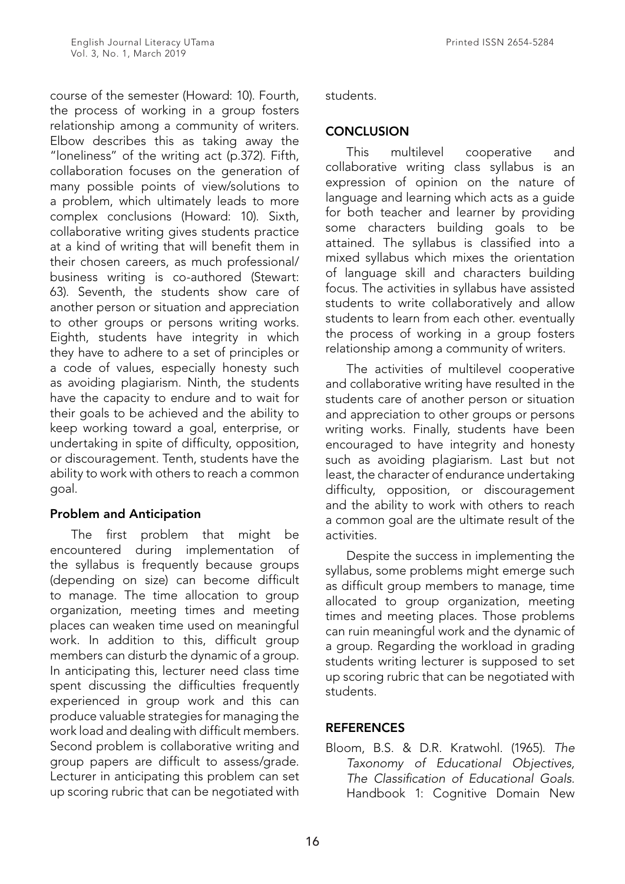course of the semester (Howard: 10). Fourth, the process of working in a group fosters relationship among a community of writers. Elbow describes this as taking away the "loneliness" of the writing act (p.372). Fifth, collaboration focuses on the generation of many possible points of view/solutions to a problem, which ultimately leads to more complex conclusions (Howard: 10). Sixth, collaborative writing gives students practice at a kind of writing that will benefit them in their chosen careers, as much professional/ business writing is co-authored (Stewart: 63). Seventh, the students show care of another person or situation and appreciation to other groups or persons writing works. Eighth, students have integrity in which they have to adhere to a set of principles or a code of values, especially honesty such as avoiding plagiarism. Ninth, the students have the capacity to endure and to wait for their goals to be achieved and the ability to keep working toward a goal, enterprise, or undertaking in spite of difficulty, opposition, or discouragement. Tenth, students have the ability to work with others to reach a common goal.

### Problem and Anticipation

The first problem that might be encountered during implementation of the syllabus is frequently because groups (depending on size) can become difficult to manage. The time allocation to group organization, meeting times and meeting places can weaken time used on meaningful work. In addition to this, difficult group members can disturb the dynamic of a group. In anticipating this, lecturer need class time spent discussing the difficulties frequently experienced in group work and this can produce valuable strategies for managing the work load and dealing with difficult members. Second problem is collaborative writing and group papers are difficult to assess/grade. Lecturer in anticipating this problem can set up scoring rubric that can be negotiated with students.

## CONCLUSION

This multilevel cooperative and collaborative writing class syllabus is an expression of opinion on the nature of language and learning which acts as a guide for both teacher and learner by providing some characters building goals to be attained. The syllabus is classified into a mixed syllabus which mixes the orientation of language skill and characters building focus. The activities in syllabus have assisted students to write collaboratively and allow students to learn from each other. eventually the process of working in a group fosters relationship among a community of writers.

The activities of multilevel cooperative and collaborative writing have resulted in the students care of another person or situation and appreciation to other groups or persons writing works. Finally, students have been encouraged to have integrity and honesty such as avoiding plagiarism. Last but not least, the character of endurance undertaking difficulty, opposition, or discouragement and the ability to work with others to reach a common goal are the ultimate result of the activities.

Despite the success in implementing the syllabus, some problems might emerge such as difficult group members to manage, time allocated to group organization, meeting times and meeting places. Those problems can ruin meaningful work and the dynamic of a group. Regarding the workload in grading students writing lecturer is supposed to set up scoring rubric that can be negotiated with students.

## REFERENCES

Bloom, B.S. & D.R. Kratwohl. (1965). *The Taxonomy of Educational Objectives, The Classification of Educational Goals.* Handbook 1: Cognitive Domain New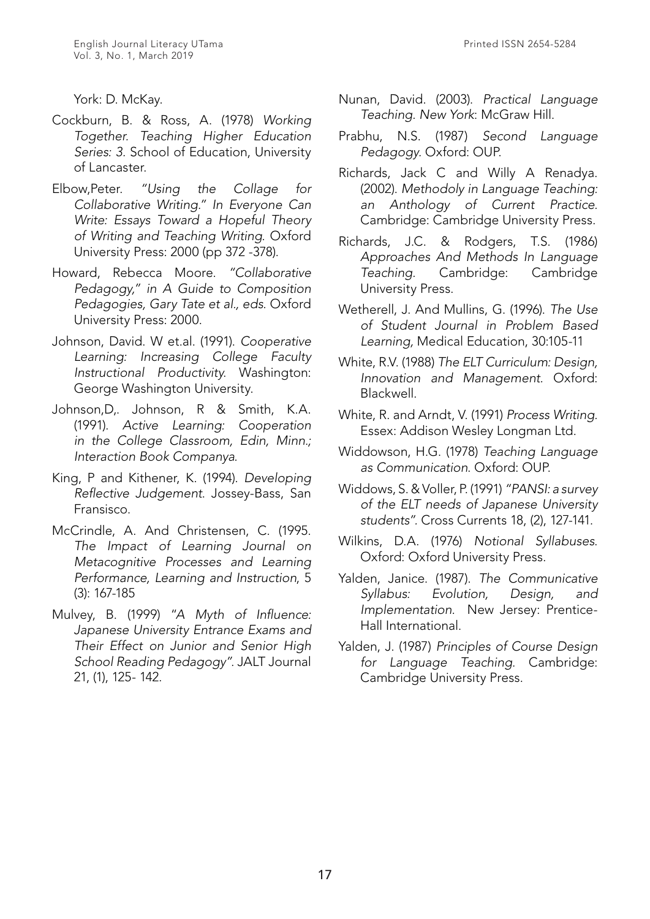York: D. McKay.

Cockburn, B. & Ross, A. (1978) *Working Together. Teaching Higher Education Series: 3.* School of Education, University of Lancaster.

Elbow,Peter. "*Using the Collage for Collaborative Writing." In Everyone Can Write: Essays Toward a Hopeful Theory of Writing and Teaching Writing.* Oxford University Press: 2000 (pp 372 -378).

Howard, Rebecca Moore. "*Collaborative Pedagogy," in A Guide to Composition Pedagogies, Gary Tate et al., eds.* Oxford University Press: 2000.

Johnson, David. W et.al. (1991). *Cooperative Learning: Increasing College Faculty Instructional Productivity.* Washington: George Washington University.

Johnson,D,. Johnson, R & Smith, K.A. (1991). *Active Learning: Cooperation in the College Classroom, Edin, Minn.; Interaction Book Companya.*

King, P and Kithener, K. (1994). *Developing Reflective Judgement.* Jossey-Bass, San Fransisco.

McCrindle, A. And Christensen, C. (1995. *The Impact of Learning Journal on Metacognitive Processes and Learning Performance, Learning and Instruction*, 5 (3): 167-185

Mulvey, B. (1999) "*A Myth of Influence: Japanese University Entrance Exams and Their Effect on Junior and Senior High School Reading Pedagogy".* JALT Journal 21, (1), 125- 142.

Nunan, David. (2003). *Practical Language Teaching. New York*: McGraw Hill.

Prabhu, N.S. (1987) *Second Language Pedagogy.* Oxford: OUP.

Richards, Jack C and Willy A Renadya. (2002). *Methodoly in Language Teaching: an Anthology of Current Practice.* Cambridge: Cambridge University Press.

Richards, J.C. & Rodgers, T.S. (1986) *Approaches And Methods In Language Teaching.* Cambridge: Cambridge University Press.

Wetherell, J. And Mullins, G. (1996). *The Use of Student Journal in Problem Based Learning,* Medical Education, 30:105-11

White, R.V. (1988) *The ELT Curriculum: Design, Innovation and Management.* Oxford: Blackwell.

White, R. and Arndt, V. (1991) *Process Writing.* Essex: Addison Wesley Longman Ltd.

Widdowson, H.G. (1978) *Teaching Language as Communication.* Oxford: OUP.

Widdows, S. & Voller, P. (1991) "*PANSI: a survey of the ELT needs of Japanese University students".* Cross Currents 18, (2), 127-141.

Wilkins, D.A. (1976) *Notional Syllabuses.* Oxford: Oxford University Press.

Yalden, Janice. (1987). *The Communicative Syllabus: Evolution, Design, and Implementation.* New Jersey: Prentice-Hall International.

Yalden, J. (1987) *Principles of Course Design for Language Teaching.* Cambridge: Cambridge University Press.